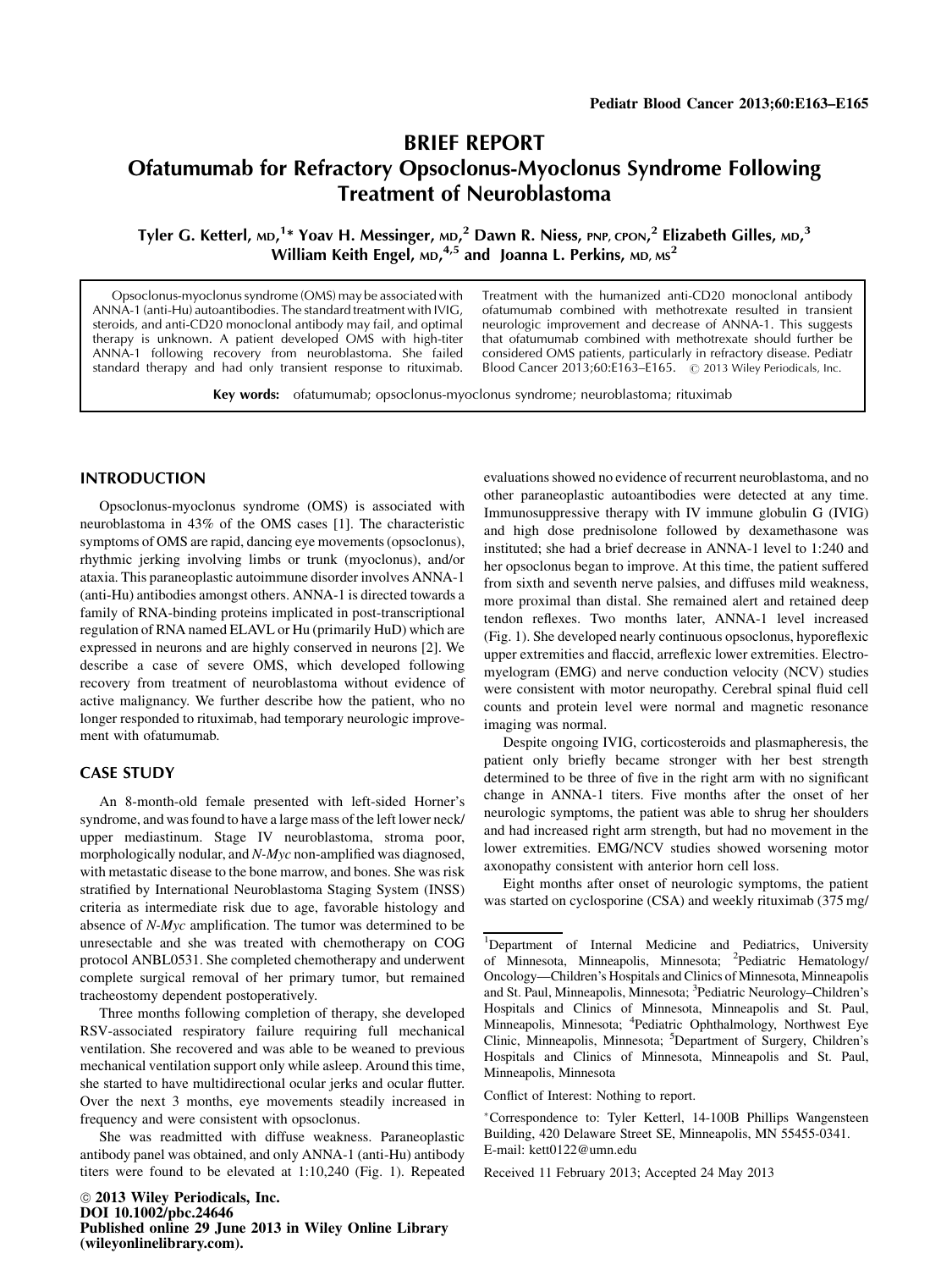# BRIEF REPORT

# Ofatumumab for Refractory Opsoclonus-Myoclonus Syndrome Following Treatment of Neuroblastoma

Tyler G. Ketterl, MD,[1]* Yoav H. Messinger, MD,[2] Dawn R. Niess, PNP, CPON,[2] Elizabeth Gilles, MD,[3] William Keith Engel, MD,[4,5] and Joanna L. Perkins, MD, MS[2]

Opsoclonus-myoclonus syndrome (OMS) may be associated with ANNA-1 (anti-Hu) autoantibodies. The standard treatment with IVIG, steroids, and anti-CD20 monoclonal antibody may fail, and optimal therapy is unknown. A patient developed OMS with high-titer ANNA-1 following recovery from neuroblastoma. She failed standard therapy and had only transient response to rituximab. Treatment with the humanized anti-CD20 monoclonal antibody ofatumumab combined with methotrexate resulted in transient neurologic improvement and decrease of ANNA-1. This suggests that ofatumumab combined with methotrexate should further be considered OMS patients, particularly in refractory disease. Pediatr Blood Cancer 2013;60:E163–E165. © 2013 Wiley Periodicals, Inc.

**Key words:** ofatumumab; opsoclonus-myoclonus syndrome; neuroblastoma; rituximab

## INTRODUCTION

Opsoclonus-myoclonus syndrome (OMS) is associated with neuroblastoma in 43% of the OMS cases [1]. The characteristic symptoms of OMS are rapid, dancing eye movements (opsoclonus), rhythmic jerking involving limbs or trunk (myoclonus), and/or ataxia. This paraneoplastic autoimmune disorder involves ANNA-1 (anti-Hu) antibodies amongst others. ANNA-1 is directed towards a family of RNA-binding proteins implicated in post-transcriptional regulation of RNA named ELAVL or Hu (primarily HuD) which are expressed in neurons and are highly conserved in neurons [2]. We describe a case of severe OMS, which developed following recovery from treatment of neuroblastoma without evidence of active malignancy. We further describe how the patient, who no longer responded to rituximab, had temporary neurologic improvement with ofatumumab.

## CASE STUDY

An 8-month-old female presented with left-sided Horner's syndrome, and was found to have a large mass of the left lower neck/upper mediastinum. Stage IV neuroblastoma, stroma poor, morphologically nodular, and *N-Myc* non-amplified was diagnosed, with metastatic disease to the bone marrow, and bones. She was risk stratified by International Neuroblastoma Staging System (INSS) criteria as intermediate risk due to age, favorable histology and absence of *N-Myc* amplification. The tumor was determined to be unresectable and she was treated with chemotherapy on COG protocol ANBL0531. She completed chemotherapy and underwent complete surgical removal of her primary tumor, but remained tracheostomy dependent postoperatively.

Three months following completion of therapy, she developed RSV-associated respiratory failure requiring full mechanical ventilation. She recovered and was able to be weaned to previous mechanical ventilation support only while asleep. Around this time, she started to have multidirectional ocular jerks and ocular flutter. Over the next 3 months, eye movements steadily increased in frequency and were consistent with opsoclonus.

She was readmitted with diffuse weakness. Paraneoplastic antibody panel was obtained, and only ANNA-1 (anti-Hu) antibody titers were found to be elevated at 1:10,240 (Fig. 1). Repeated evaluations showed no evidence of recurrent neuroblastoma, and no other paraneoplastic autoantibodies were detected at any time. Immunosuppressive therapy with IV immune globulin G (IVIG) and high dose prednisolone followed by dexamethasone was instituted; she had a brief decrease in ANNA-1 level to 1:240 and her opsoclonus began to improve. At this time, the patient suffered from sixth and seventh nerve palsies, and diffuses mild weakness, more proximal than distal. She remained alert and retained deep tendon reflexes. Two months later, ANNA-1 level increased (Fig. 1). She developed nearly continuous opsoclonus, hyporeflexic upper extremities and flaccid, arreflexic lower extremities. Electromyelogram (EMG) and nerve conduction velocity (NCV) studies were consistent with motor neuropathy. Cerebral spinal fluid cell counts and protein level were normal and magnetic resonance imaging was normal.

Despite ongoing IVIG, corticosteroids and plasmapheresis, the patient only briefly became stronger with her best strength determined to be three of five in the right arm with no significant change in ANNA-1 titers. Five months after the onset of her neurologic symptoms, the patient was able to shrug her shoulders and had increased right arm strength, but had no movement in the lower extremities. EMG/NCV studies showed worsening motor axonopathy consistent with anterior horn cell loss.

Eight months after onset of neurologic symptoms, the patient was started on cyclosporine (CSA) and weekly rituximab (375 mg/

---

[1]Department of Internal Medicine and Pediatrics, University of Minnesota, Minneapolis, Minnesota; [2]Pediatric Hematology/Oncology—Children's Hospitals and Clinics of Minnesota, Minneapolis and St. Paul, Minneapolis, Minnesota; [3]Pediatric Neurology–Children's Hospitals and Clinics of Minnesota, Minneapolis and St. Paul, Minneapolis, Minnesota; [4]Pediatric Ophthalmology, Northwest Eye Clinic, Minneapolis, Minnesota; [5]Department of Surgery, Children's Hospitals and Clinics of Minnesota, Minneapolis and St. Paul, Minneapolis, Minnesota

Conflict of Interest: Nothing to report.

*Correspondence to: Tyler Ketterl, 14-100B Phillips Wangensteen Building, 420 Delaware Street SE, Minneapolis, MN 55455-0341. E-mail: kett0122@umn.edu

Received 11 February 2013; Accepted 24 May 2013

© 2013 Wiley Periodicals, Inc.
DOI 10.1002/pbc.24646
Published online 29 June 2013 in Wiley Online Library (wileyonlinelibrary.com).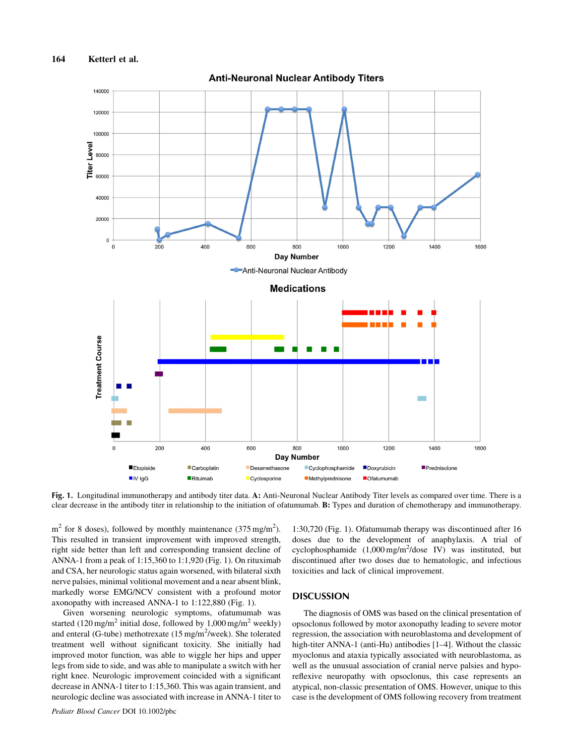Fig. 1. Longitudinal immunotherapy and antibody titer data. **A:** Anti-Neuronal Nuclear Antibody Titer levels as compared over time. There is a clear decrease in the antibody titer in relationship to the initiation of ofatumumab. **B:** Types and duration of chemotherapy and immunotherapy.

$m^2$ for 8 doses), followed by monthly maintenance (375 mg/$m^2$). This resulted in transient improvement with improved strength, right side better than left and corresponding transient decline of ANNA-1 from a peak of 1:15,360 to 1:1,920 (Fig. 1). On rituximab and CSA, her neurologic status again worsened, with bilateral sixth nerve palsies, minimal volitional movement and a near absent blink, markedly worse EMG/NCV consistent with a profound motor axonopathy with increased ANNA-1 to 1:122,880 (Fig. 1).

Given worsening neurologic symptoms, ofatumumab was started (120 mg/$m^2$ initial dose, followed by 1,000 mg/$m^2$ weekly) and enteral (G-tube) methotrexate (15 mg/$m^2$/week). She tolerated treatment well without significant toxicity. She initially had improved motor function, was able to wiggle her hips and upper legs from side to side, and was able to manipulate a switch with her right knee. Neurologic improvement coincided with a significant decrease in ANNA-1 titer to 1:15,360. This was again transient, and neurologic decline was associated with increase in ANNA-1 titer to 1:30,720 (Fig. 1). Ofatumumab therapy was discontinued after 16 doses due to the development of anaphylaxis. A trial of cyclophosphamide (1,000 mg/$m^2$/dose IV) was instituted, but discontinued after two doses due to hematologic, and infectious toxicities and lack of clinical improvement.

## DISCUSSION

The diagnosis of OMS was based on the clinical presentation of opsoclonus followed by motor axonopathy leading to severe motor regression, the association with neuroblastoma and development of high-titer ANNA-1 (anti-Hu) antibodies [1–4]. Without the classic myoclonus and ataxia typically associated with neuroblastoma, as well as the unusual association of cranial nerve palsies and hypo-reflexive neuropathy with opsoclonus, this case represents an atypical, non-classic presentation of OMS. However, unique to this case is the development of OMS following recovery from treatment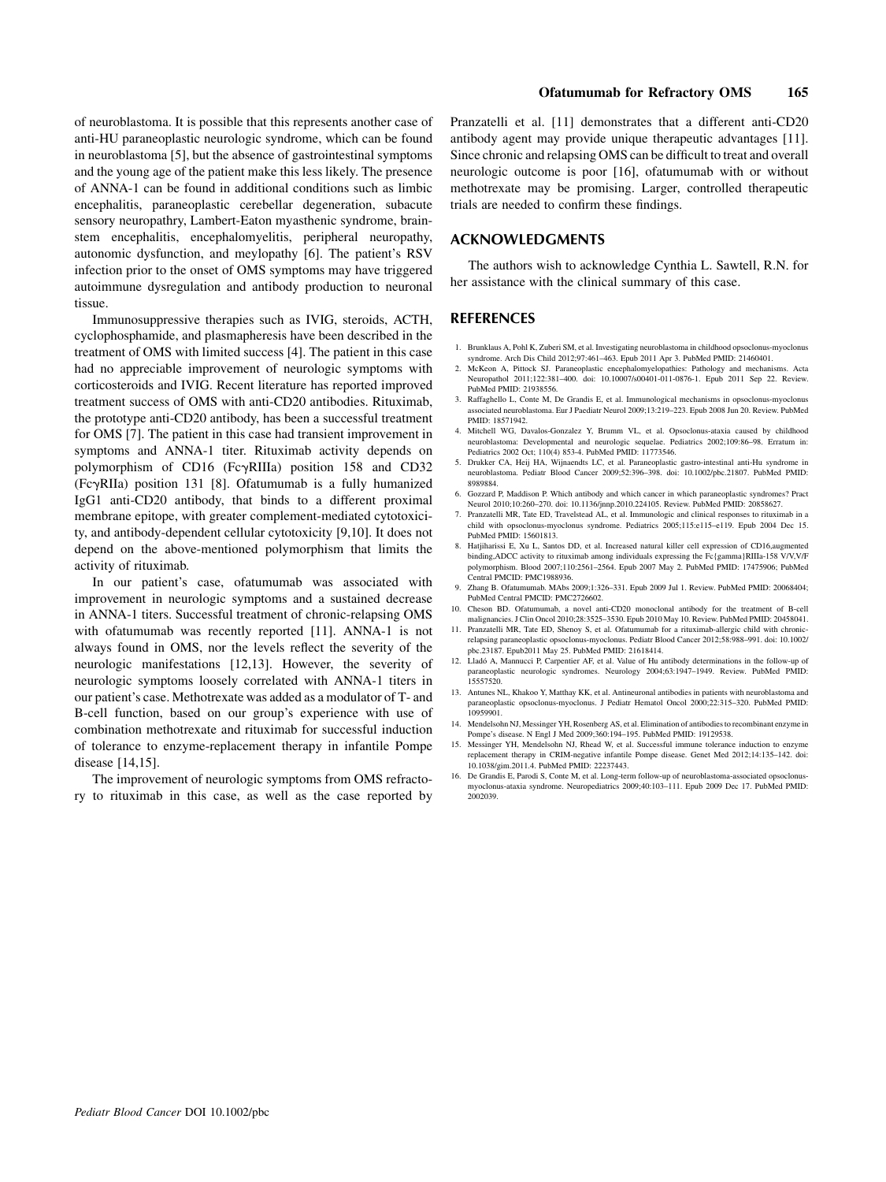of neuroblastoma. It is possible that this represents another case of anti-HU paraneoplastic neurologic syndrome, which can be found in neuroblastoma [5], but the absence of gastrointestinal symptoms and the young age of the patient make this less likely. The presence of ANNA-1 can be found in additional conditions such as limbic encephalitis, paraneoplastic cerebellar degeneration, subacute sensory neuropathry, Lambert-Eaton myasthenic syndrome, brainstem encephalitis, encephalomyelitis, peripheral neuropathy, autonomic dysfunction, and meylopathy [6]. The patient's RSV infection prior to the onset of OMS symptoms may have triggered autoimmune dysregulation and antibody production to neuronal tissue.

Immunosuppressive therapies such as IVIG, steroids, ACTH, cyclophosphamide, and plasmapheresis have been described in the treatment of OMS with limited success [4]. The patient in this case had no appreciable improvement of neurologic symptoms with corticosteroids and IVIG. Recent literature has reported improved treatment success of OMS with anti-CD20 antibodies. Rituximab, the prototype anti-CD20 antibody, has been a successful treatment for OMS [7]. The patient in this case had transient improvement in symptoms and ANNA-1 titer. Rituximab activity depends on polymorphism of CD16 (FcγRIIIa) position 158 and CD32 (FcγRIIa) position 131 [8]. Ofatumumab is a fully humanized IgG1 anti-CD20 antibody, that binds to a different proximal membrane epitope, with greater complement-mediated cytotoxicity, and antibody-dependent cellular cytotoxicity [9,10]. It does not depend on the above-mentioned polymorphism that limits the activity of rituximab.

In our patient's case, ofatumumab was associated with improvement in neurologic symptoms and a sustained decrease in ANNA-1 titers. Successful treatment of chronic-relapsing OMS with ofatumumab was recently reported [11]. ANNA-1 is not always found in OMS, nor the levels reflect the severity of the neurologic manifestations [12,13]. However, the severity of neurologic symptoms loosely correlated with ANNA-1 titers in our patient's case. Methotrexate was added as a modulator of T- and B-cell function, based on our group's experience with use of combination methotrexate and rituximab for successful induction of tolerance to enzyme-replacement therapy in infantile Pompe disease [14,15].

The improvement of neurologic symptoms from OMS refractory to rituximab in this case, as well as the case reported by Pranzatelli et al. [11] demonstrates that a different anti-CD20 antibody agent may provide unique therapeutic advantages [11]. Since chronic and relapsing OMS can be difficult to treat and overall neurologic outcome is poor [16], ofatumumab with or without methotrexate may be promising. Larger, controlled therapeutic trials are needed to confirm these findings.

## ACKNOWLEDGMENTS

The authors wish to acknowledge Cynthia L. Sawtell, R.N. for her assistance with the clinical summary of this case.

## REFERENCES

1. Brunklaus A, Pohl K, Zuberi SM, et al. Investigating neuroblastoma in childhood opsoclonus-myoclonus syndrome. Arch Dis Child 2012;97:461–463. Epub 2011 Apr 3. PubMed PMID: 21460401.
2. McKeon A, Pittock SJ. Paraneoplastic encephalomyelopathies: Pathology and mechanisms. Acta Neuropathol 2011;122:381–400. doi: 10.1007/s00401-011-0876-1. Epub 2011 Sep 22. Review. PubMed PMID: 21938556.
3. Raffaghello L, Conte M, De Grandis E, et al. Immunological mechanisms in opsoclonus-myoclonus associated neuroblastoma. Eur J Paediatr Neurol 2009;13:219–223. Epub 2008 Jun 20. Review. PubMed PMID: 18571942.
4. Mitchell WG, Davalos-Gonzalez Y, Brumm VL, et al. Opsoclonus-ataxia caused by childhood neuroblastoma: Developmental and neurologic sequelae. Pediatrics 2002;109:86–98. Erratum in: Pediatrics 2002 Oct; 110(4) 853-4. PubMed PMID: 11773546.
5. Drukker CA, Heij HA, Wijnaendts LC, et al. Paraneoplastic gastro-intestinal anti-Hu syndrome in neuroblastoma. Pediatr Blood Cancer 2009;52:396–398. doi: 10.1002/pbc.21807. PubMed PMID: 8989884.
6. Gozzard P, Maddison P. Which antibody and which cancer in which paraneoplastic syndromes? Pract Neurol 2010;10:260–270. doi: 10.1136/jnnp.2010.224105. Review. PubMed PMID: 20858627.
7. Pranzatelli MR, Tate ED, Travelstead AL, et al. Immunologic and clinical responses to rituximab in a child with opsoclonus-myoclonus syndrome. Pediatrics 2005;115:e115–e119. Epub 2004 Dec 15. PubMed PMID: 15601813.
8. Hatjiharissi E, Xu L, Santos DD, et al. Increased natural killer cell expression of CD16,augmented binding,ADCC activity to rituximab among individuals expressing the Fc{gamma}RIIIa-158 V/V,V/F polymorphism. Blood 2007;110:2561–2564. Epub 2007 May 2. PubMed PMID: 17475906; PubMed Central PMCID: PMC1988936.
9. Zhang B. Ofatumumab. MAbs 2009;1:326–331. Epub 2009 Jul 1. Review. PubMed PMID: 20068404; PubMed Central PMCID: PMC2726602.
10. Cheson BD. Ofatumumab, a novel anti-CD20 monoclonal antibody for the treatment of B-cell malignancies. J Clin Oncol 2010;28:3525–3530. Epub 2010 May 10. Review. PubMed PMID: 20458041.
11. Pranzatelli MR, Tate ED, Shenoy S, et al. Ofatumumab for a rituximab-allergic child with chronic-relapsing paraneoplastic opsoclonus-myoclonus. Pediatr Blood Cancer 2012;58:988–991. doi: 10.1002/pbc.23187. Epub2011 May 25. PubMed PMID: 21618414.
12. Lladó A, Mannucci P, Carpentier AF, et al. Value of Hu antibody determinations in the follow-up of paraneoplastic neurologic syndromes. Neurology 2004;63:1947–1949. Review. PubMed PMID: 15557520.
13. Antunes NL, Khakoo Y, Matthay KK, et al. Antineuronal antibodies in patients with neuroblastoma and paraneoplastic opsoclonus-myoclonus. J Pediatr Hematol Oncol 2000;22:315–320. PubMed PMID: 10959901.
14. Mendelsohn NJ, Messinger YH, Rosenberg AS, et al. Elimination of antibodies to recombinant enzyme in Pompe's disease. N Engl J Med 2009;360:194–195. PubMed PMID: 19129538.
15. Messinger YH, Mendelsohn NJ, Rhead W, et al. Successful immune tolerance induction to enzyme replacement therapy in CRIM-negative infantile Pompe disease. Genet Med 2012;14:135–142. doi: 10.1038/gim.2011.4. PubMed PMID: 22237443.
16. De Grandis E, Parodi S, Conte M, et al. Long-term follow-up of neuroblastoma-associated opsoclonus-myoclonus-ataxia syndrome. Neuropediatrics 2009;40:103–111. Epub 2009 Dec 17. PubMed PMID: 2002039.